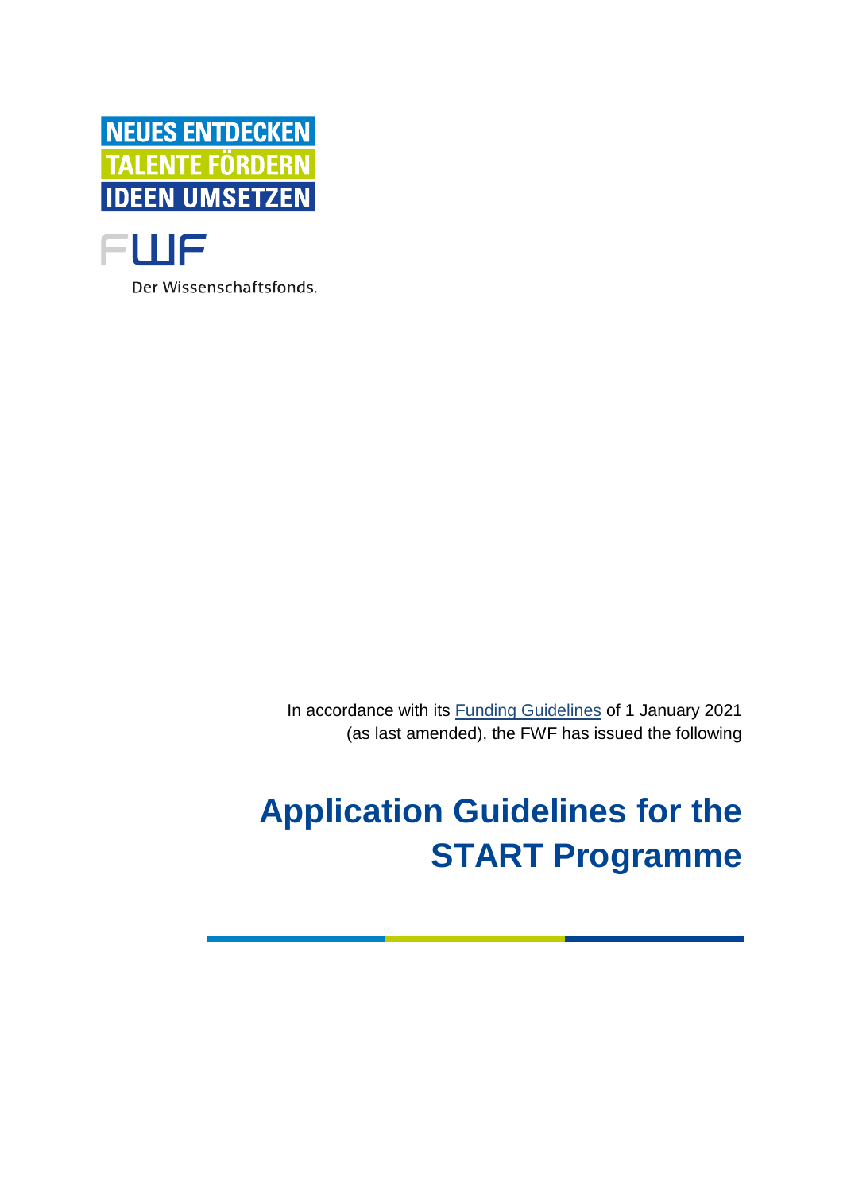NEUES ENTDECKEN
TALENTE FÖRDERN
IDEEN UMSETZEN

FWF

Der Wissenschaftsfonds.

In accordance with its [Funding Guidelines]() of 1 January 2021 (as last amended), the FWF has issued the following

# Application Guidelines for the START Programme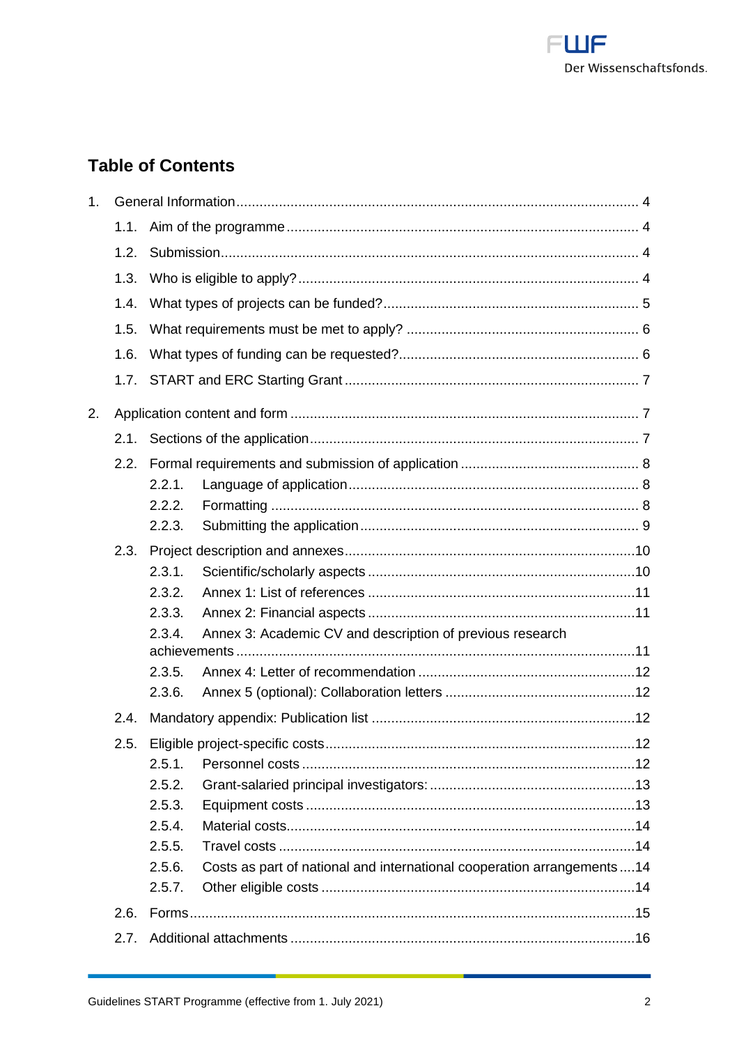## Table of Contents

1. General Information ........ 4
   - 1.1. Aim of the programme ........ 4
   - 1.2. Submission ........ 4
   - 1.3. Who is eligible to apply? ........ 4
   - 1.4. What types of projects can be funded? ........ 5
   - 1.5. What requirements must be met to apply? ........ 6
   - 1.6. What types of funding can be requested? ........ 6
   - 1.7. START and ERC Starting Grant ........ 7
2. Application content and form ........ 7
   - 2.1. Sections of the application ........ 7
   - 2.2. Formal requirements and submission of application ........ 8
     - 2.2.1. Language of application ........ 8
     - 2.2.2. Formatting ........ 8
     - 2.2.3. Submitting the application ........ 9
   - 2.3. Project description and annexes ........ 10
     - 2.3.1. Scientific/scholarly aspects ........ 10
     - 2.3.2. Annex 1: List of references ........ 11
     - 2.3.3. Annex 2: Financial aspects ........ 11
     - 2.3.4. Annex 3: Academic CV and description of previous research achievements ........ 11
     - 2.3.5. Annex 4: Letter of recommendation ........ 12
     - 2.3.6. Annex 5 (optional): Collaboration letters ........ 12
   - 2.4. Mandatory appendix: Publication list ........ 12
   - 2.5. Eligible project-specific costs ........ 12
     - 2.5.1. Personnel costs ........ 12
     - 2.5.2. Grant-salaried principal investigators: ........ 13
     - 2.5.3. Equipment costs ........ 13
     - 2.5.4. Material costs ........ 14
     - 2.5.5. Travel costs ........ 14
     - 2.5.6. Costs as part of national and international cooperation arrangements ........ 14
     - 2.5.7. Other eligible costs ........ 14
   - 2.6. Forms ........ 15
   - 2.7. Additional attachments ........ 16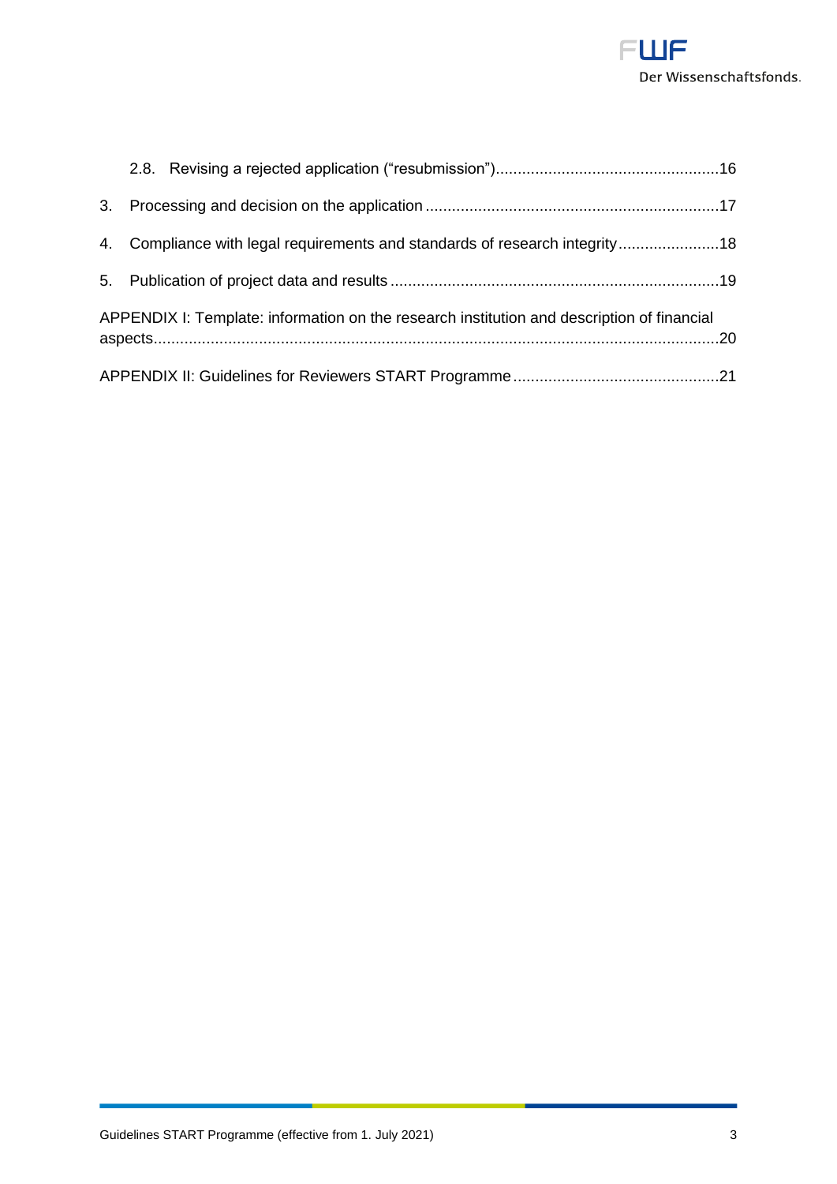2.8. Revising a rejected application ("resubmission")....................................................16

3. Processing and decision on the application ....................................................................17

4. Compliance with legal requirements and standards of research integrity.......................18

5. Publication of project data and results ............................................................................19

APPENDIX I: Template: information on the research institution and description of financial aspects.................................................................................................................................20

APPENDIX II: Guidelines for Reviewers START Programme ...............................................21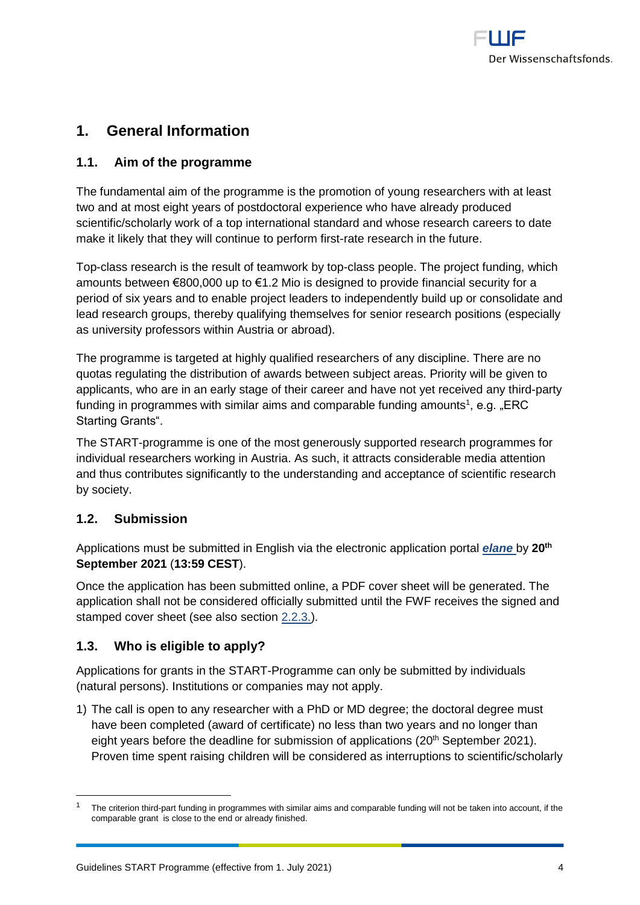# 1. General Information

## 1.1. Aim of the programme

The fundamental aim of the programme is the promotion of young researchers with at least two and at most eight years of postdoctoral experience who have already produced scientific/scholarly work of a top international standard and whose research careers to date make it likely that they will continue to perform first-rate research in the future.

Top-class research is the result of teamwork by top-class people. The project funding, which amounts between €800,000 up to €1.2 Mio is designed to provide financial security for a period of six years and to enable project leaders to independently build up or consolidate and lead research groups, thereby qualifying themselves for senior research positions (especially as university professors within Austria or abroad).

The programme is targeted at highly qualified researchers of any discipline. There are no quotas regulating the distribution of awards between subject areas. Priority will be given to applicants, who are in an early stage of their career and have not yet received any third-party funding in programmes with similar aims and comparable funding amounts[1], e.g. „ERC Starting Grants".

The START-programme is one of the most generously supported research programmes for individual researchers working in Austria. As such, it attracts considerable media attention and thus contributes significantly to the understanding and acceptance of scientific research by society.

## 1.2. Submission

Applications must be submitted in English via the electronic application portal ***elane*** by **20th September 2021** (**13:59 CEST**).

Once the application has been submitted online, a PDF cover sheet will be generated. The application shall not be considered officially submitted until the FWF receives the signed and stamped cover sheet (see also section 2.2.3.).

## 1.3. Who is eligible to apply?

Applications for grants in the START-Programme can only be submitted by individuals (natural persons). Institutions or companies may not apply.

1) The call is open to any researcher with a PhD or MD degree; the doctoral degree must have been completed (award of certificate) no less than two years and no longer than eight years before the deadline for submission of applications (20th September 2021). Proven time spent raising children will be considered as interruptions to scientific/scholarly

[1] The criterion third-part funding in programmes with similar aims and comparable funding will not be taken into account, if the comparable grant is close to the end or already finished.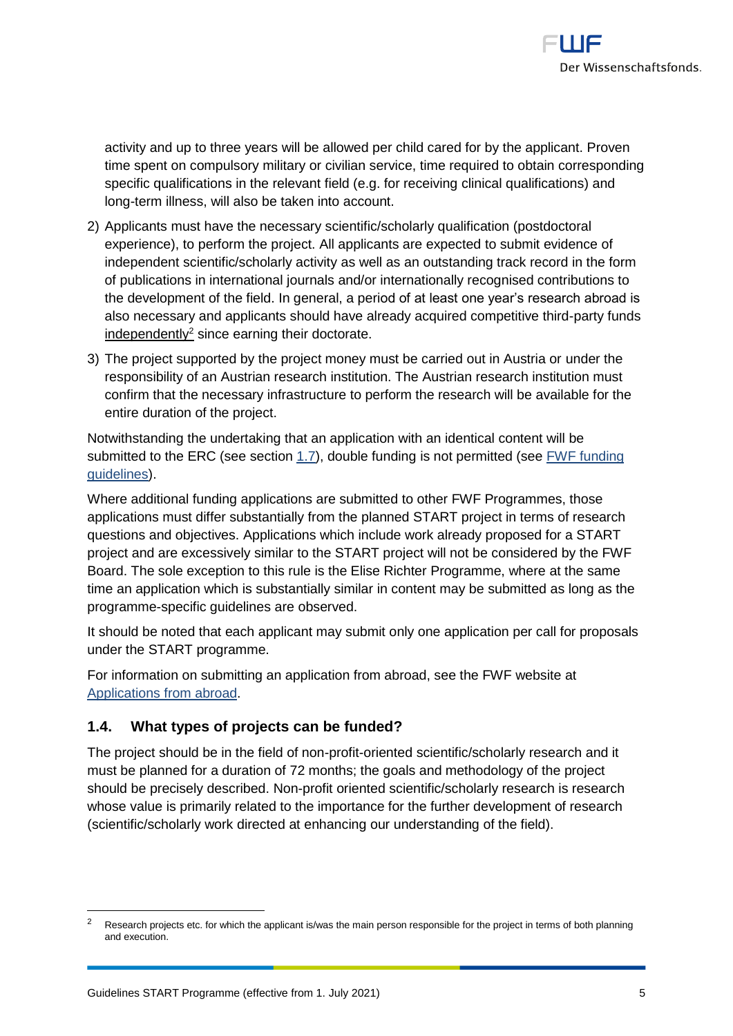activity and up to three years will be allowed per child cared for by the applicant. Proven time spent on compulsory military or civilian service, time required to obtain corresponding specific qualifications in the relevant field (e.g. for receiving clinical qualifications) and long-term illness, will also be taken into account.

2) Applicants must have the necessary scientific/scholarly qualification (postdoctoral experience), to perform the project. All applicants are expected to submit evidence of independent scientific/scholarly activity as well as an outstanding track record in the form of publications in international journals and/or internationally recognised contributions to the development of the field. In general, a period of at least one year's research abroad is also necessary and applicants should have already acquired competitive third-party funds independently[2] since earning their doctorate.

3) The project supported by the project money must be carried out in Austria or under the responsibility of an Austrian research institution. The Austrian research institution must confirm that the necessary infrastructure to perform the research will be available for the entire duration of the project.

Notwithstanding the undertaking that an application with an identical content will be submitted to the ERC (see section 1.7), double funding is not permitted (see FWF funding guidelines).

Where additional funding applications are submitted to other FWF Programmes, those applications must differ substantially from the planned START project in terms of research questions and objectives. Applications which include work already proposed for a START project and are excessively similar to the START project will not be considered by the FWF Board. The sole exception to this rule is the Elise Richter Programme, where at the same time an application which is substantially similar in content may be submitted as long as the programme-specific guidelines are observed.

It should be noted that each applicant may submit only one application per call for proposals under the START programme.

For information on submitting an application from abroad, see the FWF website at Applications from abroad.

## 1.4. What types of projects can be funded?

The project should be in the field of non-profit-oriented scientific/scholarly research and it must be planned for a duration of 72 months; the goals and methodology of the project should be precisely described. Non-profit oriented scientific/scholarly research is research whose value is primarily related to the importance for the further development of research (scientific/scholarly work directed at enhancing our understanding of the field).

---

[2] Research projects etc. for which the applicant is/was the main person responsible for the project in terms of both planning and execution.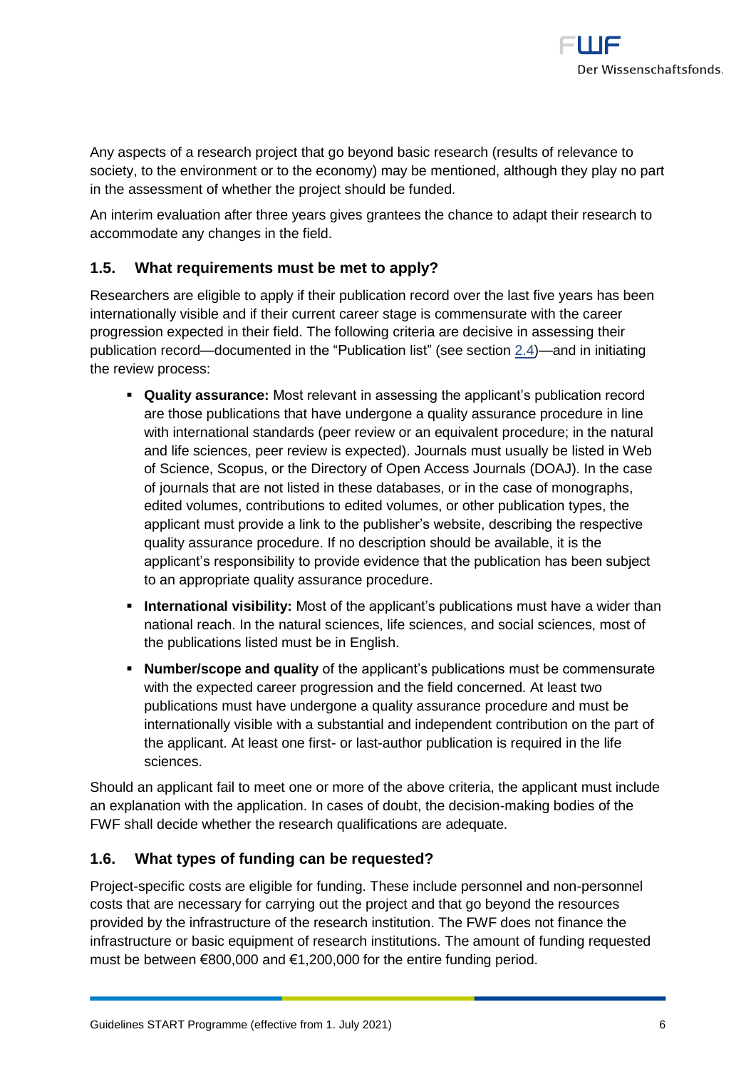Any aspects of a research project that go beyond basic research (results of relevance to society, to the environment or to the economy) may be mentioned, although they play no part in the assessment of whether the project should be funded.

An interim evaluation after three years gives grantees the chance to adapt their research to accommodate any changes in the field.

## 1.5. What requirements must be met to apply?

Researchers are eligible to apply if their publication record over the last five years has been internationally visible and if their current career stage is commensurate with the career progression expected in their field. The following criteria are decisive in assessing their publication record—documented in the "Publication list" (see section 2.4)—and in initiating the review process:

- **Quality assurance:** Most relevant in assessing the applicant's publication record are those publications that have undergone a quality assurance procedure in line with international standards (peer review or an equivalent procedure; in the natural and life sciences, peer review is expected). Journals must usually be listed in Web of Science, Scopus, or the Directory of Open Access Journals (DOAJ). In the case of journals that are not listed in these databases, or in the case of monographs, edited volumes, contributions to edited volumes, or other publication types, the applicant must provide a link to the publisher's website, describing the respective quality assurance procedure. If no description should be available, it is the applicant's responsibility to provide evidence that the publication has been subject to an appropriate quality assurance procedure.
- **International visibility:** Most of the applicant's publications must have a wider than national reach. In the natural sciences, life sciences, and social sciences, most of the publications listed must be in English.
- **Number/scope and quality** of the applicant's publications must be commensurate with the expected career progression and the field concerned. At least two publications must have undergone a quality assurance procedure and must be internationally visible with a substantial and independent contribution on the part of the applicant. At least one first- or last-author publication is required in the life sciences.

Should an applicant fail to meet one or more of the above criteria, the applicant must include an explanation with the application. In cases of doubt, the decision-making bodies of the FWF shall decide whether the research qualifications are adequate.

## 1.6. What types of funding can be requested?

Project-specific costs are eligible for funding. These include personnel and non-personnel costs that are necessary for carrying out the project and that go beyond the resources provided by the infrastructure of the research institution. The FWF does not finance the infrastructure or basic equipment of research institutions. The amount of funding requested must be between €800,000 and €1,200,000 for the entire funding period.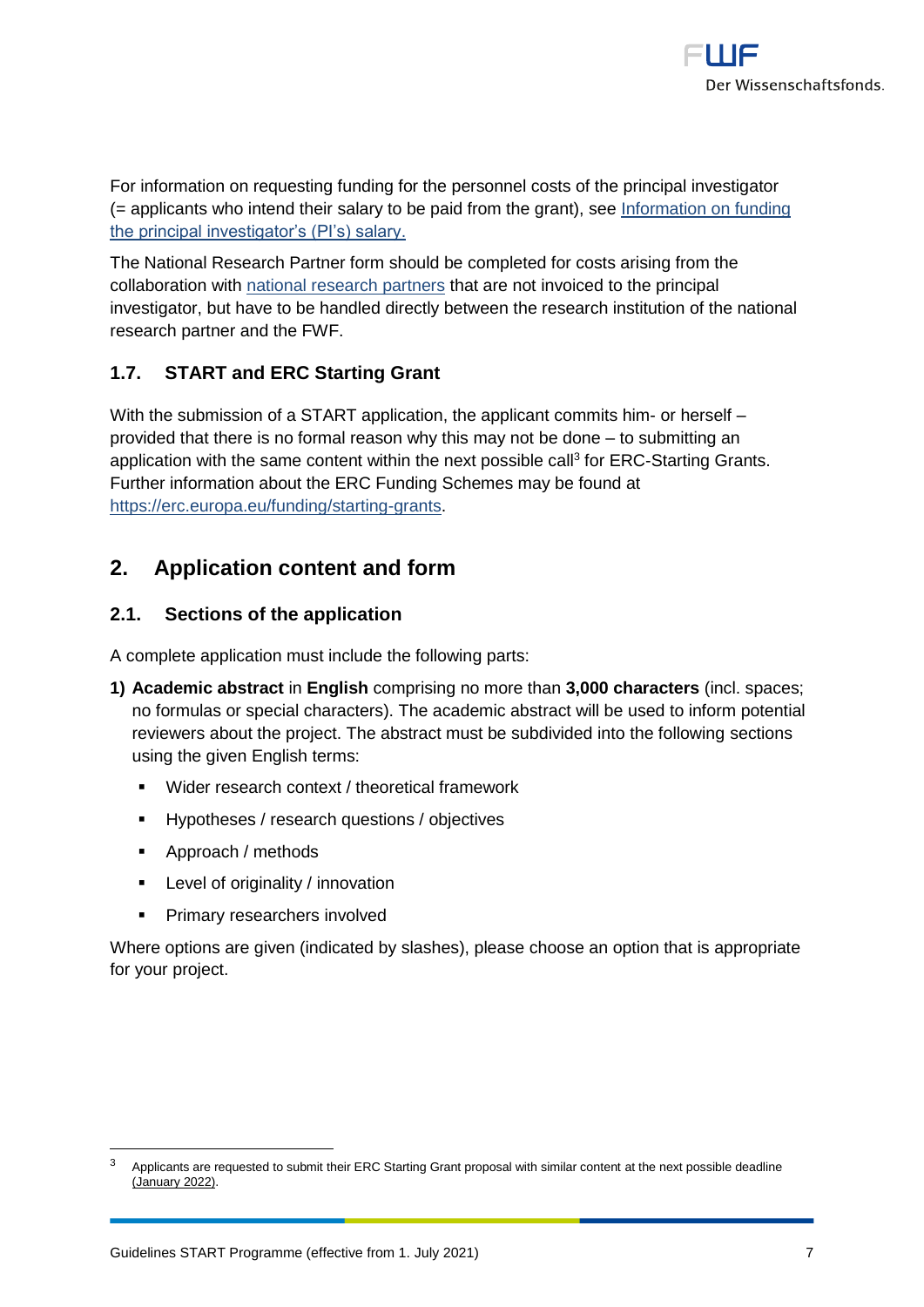For information on requesting funding for the personnel costs of the principal investigator (= applicants who intend their salary to be paid from the grant), see Information on funding the principal investigator's (PI's) salary.

The National Research Partner form should be completed for costs arising from the collaboration with national research partners that are not invoiced to the principal investigator, but have to be handled directly between the research institution of the national research partner and the FWF.

### 1.7. START and ERC Starting Grant

With the submission of a START application, the applicant commits him- or herself – provided that there is no formal reason why this may not be done – to submitting an application with the same content within the next possible call[3] for ERC-Starting Grants. Further information about the ERC Funding Schemes may be found at https://erc.europa.eu/funding/starting-grants.

## 2. Application content and form

### 2.1. Sections of the application

A complete application must include the following parts:

1) **Academic abstract** in **English** comprising no more than **3,000 characters** (incl. spaces; no formulas or special characters). The academic abstract will be used to inform potential reviewers about the project. The abstract must be subdivided into the following sections using the given English terms:
   - Wider research context / theoretical framework
   - Hypotheses / research questions / objectives
   - Approach / methods
   - Level of originality / innovation
   - Primary researchers involved

Where options are given (indicated by slashes), please choose an option that is appropriate for your project.

[3] Applicants are requested to submit their ERC Starting Grant proposal with similar content at the next possible deadline (January 2022).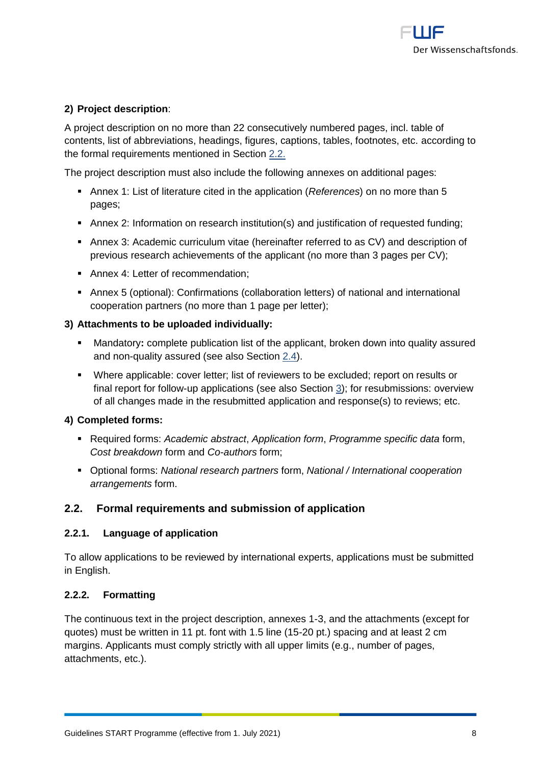**2) Project description**:

A project description on no more than 22 consecutively numbered pages, incl. table of contents, list of abbreviations, headings, figures, captions, tables, footnotes, etc. according to the formal requirements mentioned in Section 2.2.

The project description must also include the following annexes on additional pages:

- Annex 1: List of literature cited in the application (*References*) on no more than 5 pages;
- Annex 2: Information on research institution(s) and justification of requested funding;
- Annex 3: Academic curriculum vitae (hereinafter referred to as CV) and description of previous research achievements of the applicant (no more than 3 pages per CV);
- Annex 4: Letter of recommendation;
- Annex 5 (optional): Confirmations (collaboration letters) of national and international cooperation partners (no more than 1 page per letter);

**3) Attachments to be uploaded individually:**

- Mandatory**:** complete publication list of the applicant, broken down into quality assured and non-quality assured (see also Section 2.4).
- Where applicable: cover letter; list of reviewers to be excluded; report on results or final report for follow-up applications (see also Section 3); for resubmissions: overview of all changes made in the resubmitted application and response(s) to reviews; etc.

**4) Completed forms:**

- Required forms: *Academic abstract*, *Application form*, *Programme specific data* form, *Cost breakdown* form and *Co-authors* form;
- Optional forms: *National research partners* form, *National / International cooperation arrangements* form.

## 2.2. Formal requirements and submission of application

### 2.2.1. Language of application

To allow applications to be reviewed by international experts, applications must be submitted in English.

### 2.2.2. Formatting

The continuous text in the project description, annexes 1-3, and the attachments (except for quotes) must be written in 11 pt. font with 1.5 line (15-20 pt.) spacing and at least 2 cm margins. Applicants must comply strictly with all upper limits (e.g., number of pages, attachments, etc.).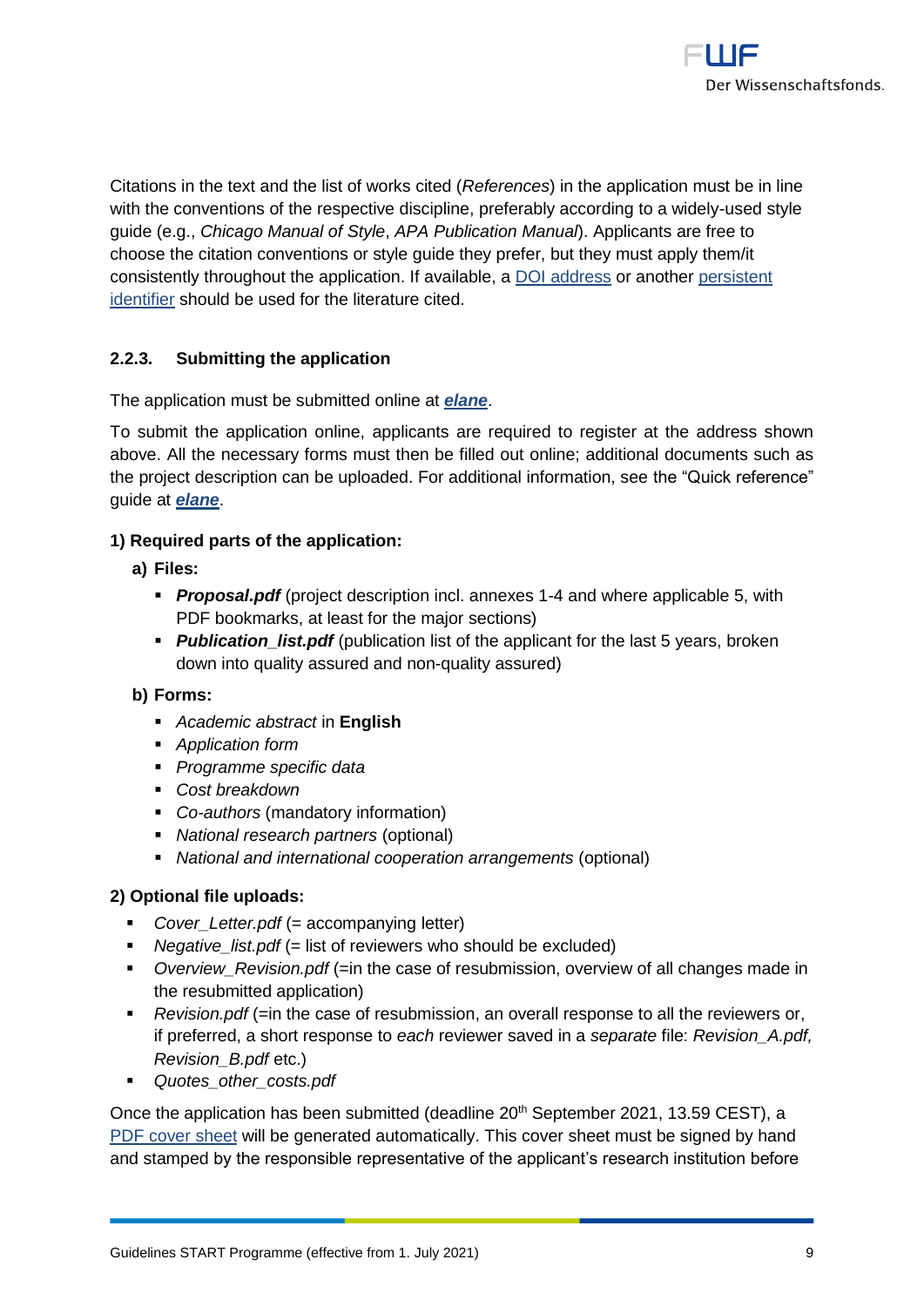Citations in the text and the list of works cited (*References*) in the application must be in line with the conventions of the respective discipline, preferably according to a widely-used style guide (e.g., *Chicago Manual of Style*, *APA Publication Manual*). Applicants are free to choose the citation conventions or style guide they prefer, but they must apply them/it consistently throughout the application. If available, a DOI address or another persistent identifier should be used for the literature cited.

### 2.2.3. Submitting the application

The application must be submitted online at ***elane***.

To submit the application online, applicants are required to register at the address shown above. All the necessary forms must then be filled out online; additional documents such as the project description can be uploaded. For additional information, see the "Quick reference" guide at ***elane***.

**1) Required parts of the application:**

**a) Files:**

- ***Proposal.pdf*** (project description incl. annexes 1-4 and where applicable 5, with PDF bookmarks, at least for the major sections)
- ***Publication_list.pdf*** (publication list of the applicant for the last 5 years, broken down into quality assured and non-quality assured)

**b) Forms:**

- *Academic abstract* in **English**
- *Application form*
- *Programme specific data*
- *Cost breakdown*
- *Co-authors* (mandatory information)
- *National research partners* (optional)
- *National and international cooperation arrangements* (optional)

**2) Optional file uploads:**

- *Cover_Letter.pdf* (= accompanying letter)
- *Negative_list.pdf* (= list of reviewers who should be excluded)
- *Overview_Revision.pdf* (=in the case of resubmission, overview of all changes made in the resubmitted application)
- *Revision.pdf* (=in the case of resubmission, an overall response to all the reviewers or, if preferred, a short response to *each* reviewer saved in a *separate* file: *Revision_A.pdf, Revision_B.pdf* etc.)
- *Quotes_other_costs.pdf*

Once the application has been submitted (deadline 20th September 2021, 13.59 CEST), a PDF cover sheet will be generated automatically. This cover sheet must be signed by hand and stamped by the responsible representative of the applicant's research institution before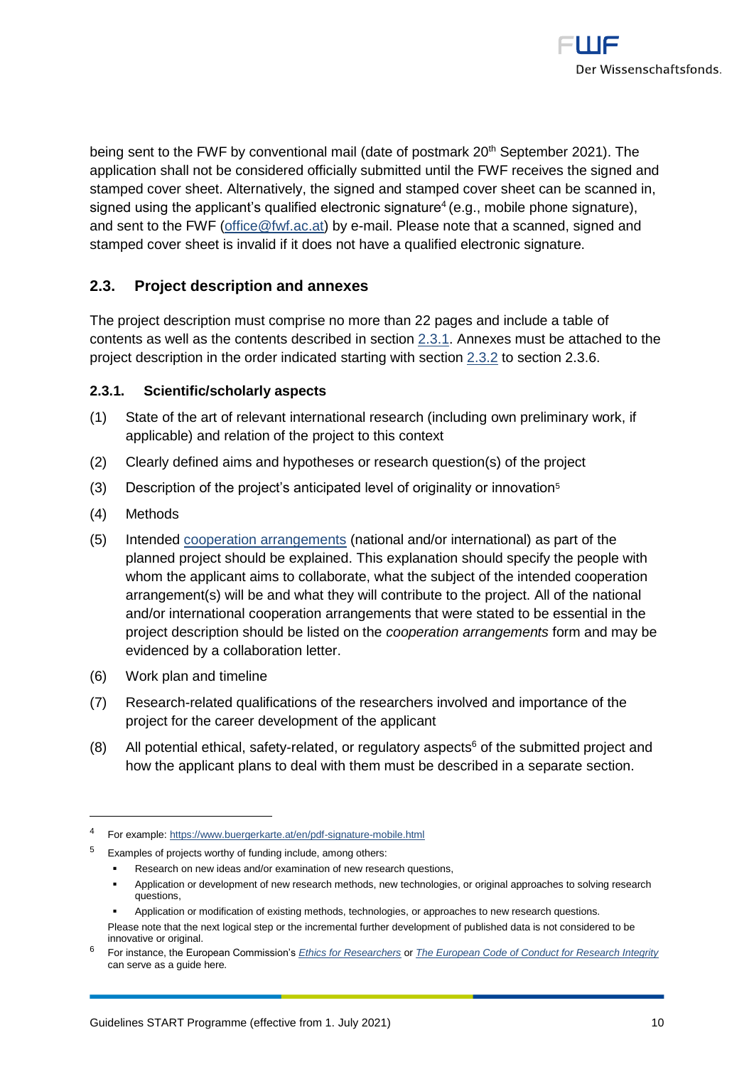being sent to the FWF by conventional mail (date of postmark 20th September 2021). The application shall not be considered officially submitted until the FWF receives the signed and stamped cover sheet. Alternatively, the signed and stamped cover sheet can be scanned in, signed using the applicant's qualified electronic signature[4] (e.g., mobile phone signature), and sent to the FWF (office@fwf.ac.at) by e-mail. Please note that a scanned, signed and stamped cover sheet is invalid if it does not have a qualified electronic signature.

## 2.3. Project description and annexes

The project description must comprise no more than 22 pages and include a table of contents as well as the contents described in section 2.3.1. Annexes must be attached to the project description in the order indicated starting with section 2.3.2 to section 2.3.6.

### 2.3.1. Scientific/scholarly aspects

(1) State of the art of relevant international research (including own preliminary work, if applicable) and relation of the project to this context

(2) Clearly defined aims and hypotheses or research question(s) of the project

(3) Description of the project's anticipated level of originality or innovation[5]

(4) Methods

(5) Intended cooperation arrangements (national and/or international) as part of the planned project should be explained. This explanation should specify the people with whom the applicant aims to collaborate, what the subject of the intended cooperation arrangement(s) will be and what they will contribute to the project. All of the national and/or international cooperation arrangements that were stated to be essential in the project description should be listed on the *cooperation arrangements* form and may be evidenced by a collaboration letter.

(6) Work plan and timeline

(7) Research-related qualifications of the researchers involved and importance of the project for the career development of the applicant

(8) All potential ethical, safety-related, or regulatory aspects[6] of the submitted project and how the applicant plans to deal with them must be described in a separate section.

---

[4] For example: https://www.buergerkarte.at/en/pdf-signature-mobile.html

[5] Examples of projects worthy of funding include, among others:

- Research on new ideas and/or examination of new research questions,
- Application or development of new research methods, new technologies, or original approaches to solving research questions,
- Application or modification of existing methods, technologies, or approaches to new research questions.

Please note that the next logical step or the incremental further development of published data is not considered to be innovative or original.

[6] For instance, the European Commission's *Ethics for Researchers* or *The European Code of Conduct for Research Integrity* can serve as a guide here.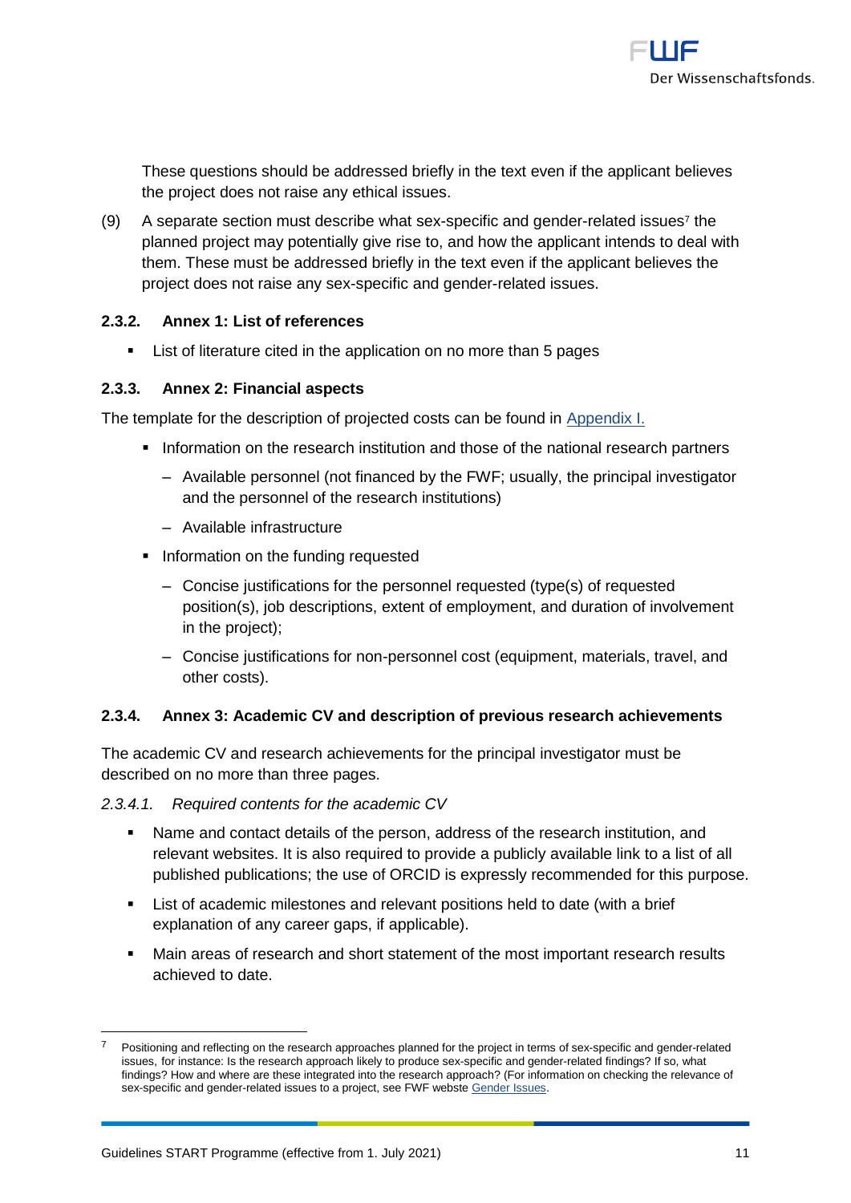These questions should be addressed briefly in the text even if the applicant believes the project does not raise any ethical issues.

(9) A separate section must describe what sex-specific and gender-related issues[7] the planned project may potentially give rise to, and how the applicant intends to deal with them. These must be addressed briefly in the text even if the applicant believes the project does not raise any sex-specific and gender-related issues.

### 2.3.2. Annex 1: List of references

- List of literature cited in the application on no more than 5 pages

### 2.3.3. Annex 2: Financial aspects

The template for the description of projected costs can be found in Appendix I.

- Information on the research institution and those of the national research partners
  - Available personnel (not financed by the FWF; usually, the principal investigator and the personnel of the research institutions)
  - Available infrastructure
- Information on the funding requested
  - Concise justifications for the personnel requested (type(s) of requested position(s), job descriptions, extent of employment, and duration of involvement in the project);
  - Concise justifications for non-personnel cost (equipment, materials, travel, and other costs).

### 2.3.4. Annex 3: Academic CV and description of previous research achievements

The academic CV and research achievements for the principal investigator must be described on no more than three pages.

#### *2.3.4.1. Required contents for the academic CV*

- Name and contact details of the person, address of the research institution, and relevant websites. It is also required to provide a publicly available link to a list of all published publications; the use of ORCID is expressly recommended for this purpose.
- List of academic milestones and relevant positions held to date (with a brief explanation of any career gaps, if applicable).
- Main areas of research and short statement of the most important research results achieved to date.

---

[7] Positioning and reflecting on the research approaches planned for the project in terms of sex-specific and gender-related issues, for instance: Is the research approach likely to produce sex-specific and gender-related findings? If so, what findings? How and where are these integrated into the research approach? (For information on checking the relevance of sex-specific and gender-related issues to a project, see FWF webste Gender Issues.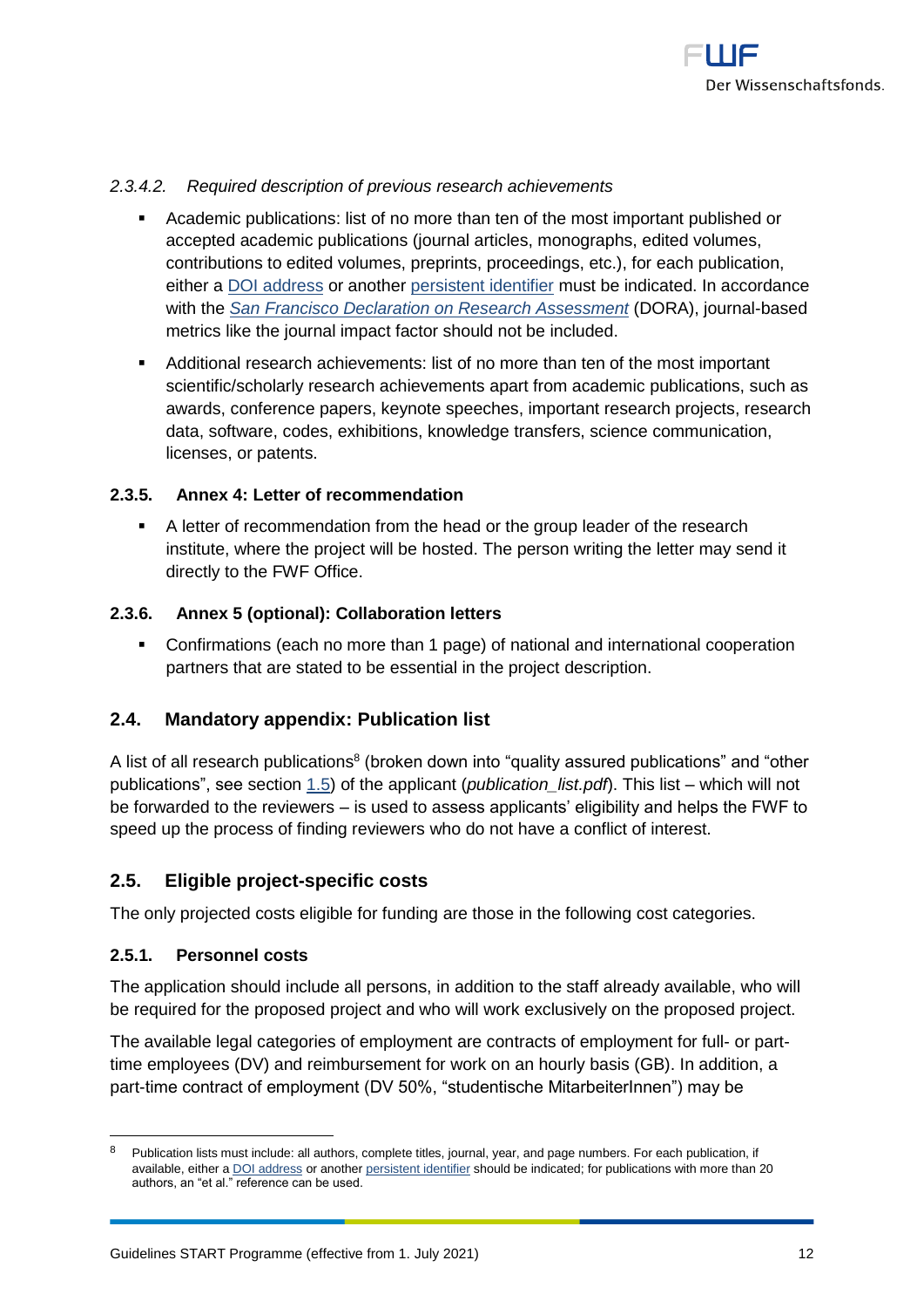#### *2.3.4.2. Required description of previous research achievements*

- Academic publications: list of no more than ten of the most important published or accepted academic publications (journal articles, monographs, edited volumes, contributions to edited volumes, preprints, proceedings, etc.), for each publication, either a DOI address or another persistent identifier must be indicated. In accordance with the *San Francisco Declaration on Research Assessment* (DORA), journal-based metrics like the journal impact factor should not be included.
- Additional research achievements: list of no more than ten of the most important scientific/scholarly research achievements apart from academic publications, such as awards, conference papers, keynote speeches, important research projects, research data, software, codes, exhibitions, knowledge transfers, science communication, licenses, or patents.

### 2.3.5. Annex 4: Letter of recommendation

- A letter of recommendation from the head or the group leader of the research institute, where the project will be hosted. The person writing the letter may send it directly to the FWF Office.

### 2.3.6. Annex 5 (optional): Collaboration letters

- Confirmations (each no more than 1 page) of national and international cooperation partners that are stated to be essential in the project description.

## 2.4. Mandatory appendix: Publication list

A list of all research publications[8] (broken down into "quality assured publications" and "other publications", see section 1.5) of the applicant (*publication_list.pdf*). This list – which will not be forwarded to the reviewers – is used to assess applicants' eligibility and helps the FWF to speed up the process of finding reviewers who do not have a conflict of interest.

## 2.5. Eligible project-specific costs

The only projected costs eligible for funding are those in the following cost categories.

### 2.5.1. Personnel costs

The application should include all persons, in addition to the staff already available, who will be required for the proposed project and who will work exclusively on the proposed project.

The available legal categories of employment are contracts of employment for full- or part-time employees (DV) and reimbursement for work on an hourly basis (GB). In addition, a part-time contract of employment (DV 50%, "studentische MitarbeiterInnen") may be

---

[8] Publication lists must include: all authors, complete titles, journal, year, and page numbers. For each publication, if available, either a DOI address or another persistent identifier should be indicated; for publications with more than 20 authors, an "et al." reference can be used.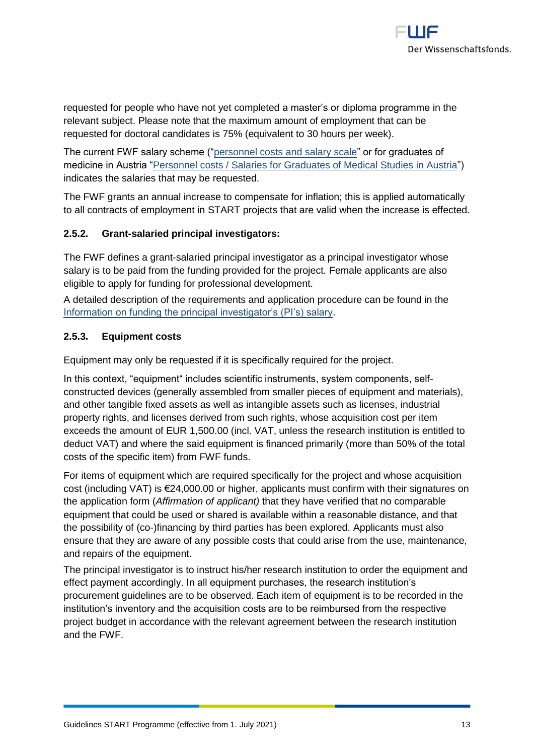requested for people who have not yet completed a master's or diploma programme in the relevant subject. Please note that the maximum amount of employment that can be requested for doctoral candidates is 75% (equivalent to 30 hours per week).

The current FWF salary scheme ("personnel costs and salary scale" or for graduates of medicine in Austria "Personnel costs / Salaries for Graduates of Medical Studies in Austria") indicates the salaries that may be requested.

The FWF grants an annual increase to compensate for inflation; this is applied automatically to all contracts of employment in START projects that are valid when the increase is effected.

### 2.5.2. Grant-salaried principal investigators:

The FWF defines a grant-salaried principal investigator as a principal investigator whose salary is to be paid from the funding provided for the project. Female applicants are also eligible to apply for funding for professional development.

A detailed description of the requirements and application procedure can be found in the Information on funding the principal investigator's (PI's) salary.

### 2.5.3. Equipment costs

Equipment may only be requested if it is specifically required for the project.

In this context, "equipment" includes scientific instruments, system components, self-constructed devices (generally assembled from smaller pieces of equipment and materials), and other tangible fixed assets as well as intangible assets such as licenses, industrial property rights, and licenses derived from such rights, whose acquisition cost per item exceeds the amount of EUR 1,500.00 (incl. VAT, unless the research institution is entitled to deduct VAT) and where the said equipment is financed primarily (more than 50% of the total costs of the specific item) from FWF funds.

For items of equipment which are required specifically for the project and whose acquisition cost (including VAT) is €24,000.00 or higher, applicants must confirm with their signatures on the application form (*Affirmation of applicant)* that they have verified that no comparable equipment that could be used or shared is available within a reasonable distance, and that the possibility of (co-)financing by third parties has been explored. Applicants must also ensure that they are aware of any possible costs that could arise from the use, maintenance, and repairs of the equipment.

The principal investigator is to instruct his/her research institution to order the equipment and effect payment accordingly. In all equipment purchases, the research institution's procurement guidelines are to be observed. Each item of equipment is to be recorded in the institution's inventory and the acquisition costs are to be reimbursed from the respective project budget in accordance with the relevant agreement between the research institution and the FWF.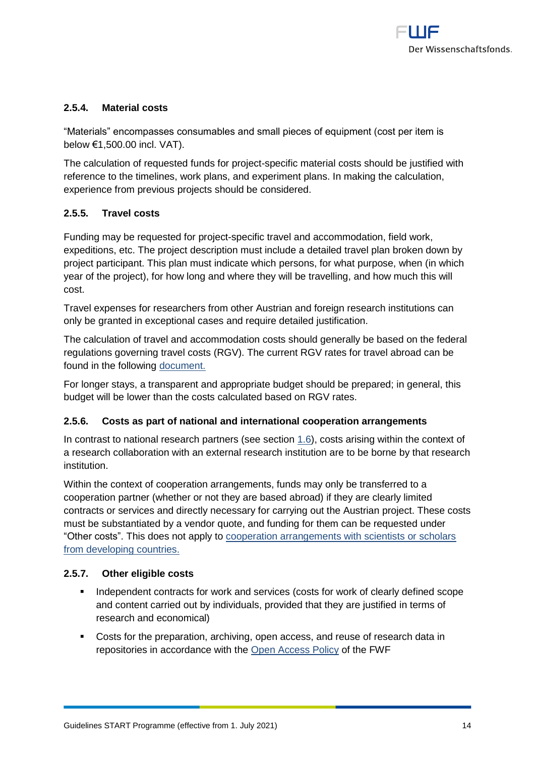### 2.5.4. Material costs

"Materials" encompasses consumables and small pieces of equipment (cost per item is below €1,500.00 incl. VAT).

The calculation of requested funds for project-specific material costs should be justified with reference to the timelines, work plans, and experiment plans. In making the calculation, experience from previous projects should be considered.

### 2.5.5. Travel costs

Funding may be requested for project-specific travel and accommodation, field work, expeditions, etc. The project description must include a detailed travel plan broken down by project participant. This plan must indicate which persons, for what purpose, when (in which year of the project), for how long and where they will be travelling, and how much this will cost.

Travel expenses for researchers from other Austrian and foreign research institutions can only be granted in exceptional cases and require detailed justification.

The calculation of travel and accommodation costs should generally be based on the federal regulations governing travel costs (RGV). The current RGV rates for travel abroad can be found in the following document.

For longer stays, a transparent and appropriate budget should be prepared; in general, this budget will be lower than the costs calculated based on RGV rates.

### 2.5.6. Costs as part of national and international cooperation arrangements

In contrast to national research partners (see section 1.6), costs arising within the context of a research collaboration with an external research institution are to be borne by that research institution.

Within the context of cooperation arrangements, funds may only be transferred to a cooperation partner (whether or not they are based abroad) if they are clearly limited contracts or services and directly necessary for carrying out the Austrian project. These costs must be substantiated by a vendor quote, and funding for them can be requested under "Other costs". This does not apply to cooperation arrangements with scientists or scholars from developing countries.

### 2.5.7. Other eligible costs

- Independent contracts for work and services (costs for work of clearly defined scope and content carried out by individuals, provided that they are justified in terms of research and economical)
- Costs for the preparation, archiving, open access, and reuse of research data in repositories in accordance with the Open Access Policy of the FWF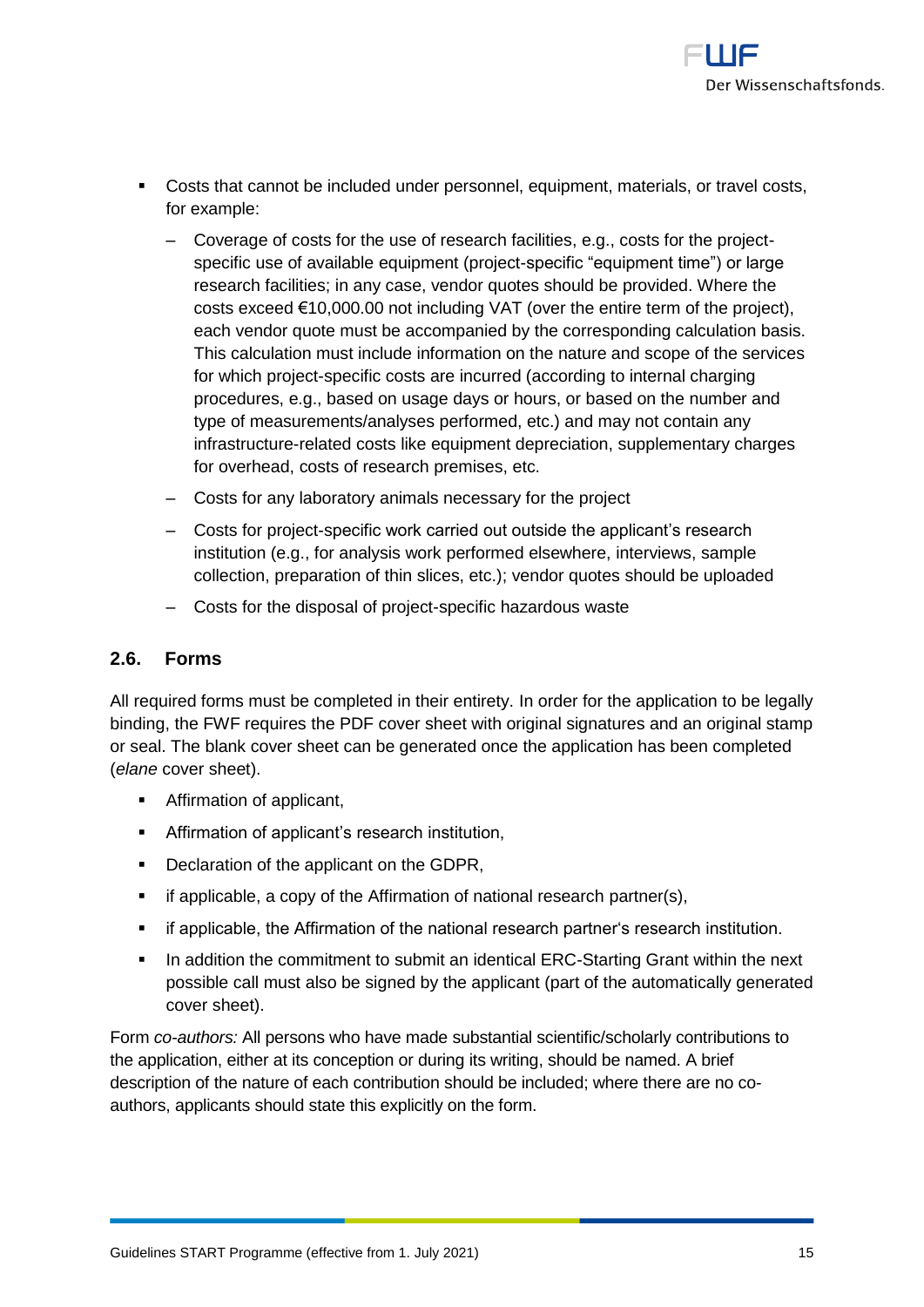- Costs that cannot be included under personnel, equipment, materials, or travel costs, for example:
  - Coverage of costs for the use of research facilities, e.g., costs for the project-specific use of available equipment (project-specific "equipment time") or large research facilities; in any case, vendor quotes should be provided. Where the costs exceed €10,000.00 not including VAT (over the entire term of the project), each vendor quote must be accompanied by the corresponding calculation basis. This calculation must include information on the nature and scope of the services for which project-specific costs are incurred (according to internal charging procedures, e.g., based on usage days or hours, or based on the number and type of measurements/analyses performed, etc.) and may not contain any infrastructure-related costs like equipment depreciation, supplementary charges for overhead, costs of research premises, etc.
  - Costs for any laboratory animals necessary for the project
  - Costs for project-specific work carried out outside the applicant's research institution (e.g., for analysis work performed elsewhere, interviews, sample collection, preparation of thin slices, etc.); vendor quotes should be uploaded
  - Costs for the disposal of project-specific hazardous waste

## 2.6. Forms

All required forms must be completed in their entirety. In order for the application to be legally binding, the FWF requires the PDF cover sheet with original signatures and an original stamp or seal. The blank cover sheet can be generated once the application has been completed (*elane* cover sheet).

- Affirmation of applicant,
- Affirmation of applicant's research institution,
- Declaration of the applicant on the GDPR,
- if applicable, a copy of the Affirmation of national research partner(s),
- if applicable, the Affirmation of the national research partner's research institution.
- In addition the commitment to submit an identical ERC-Starting Grant within the next possible call must also be signed by the applicant (part of the automatically generated cover sheet).

Form *co-authors:* All persons who have made substantial scientific/scholarly contributions to the application, either at its conception or during its writing, should be named. A brief description of the nature of each contribution should be included; where there are no co-authors, applicants should state this explicitly on the form.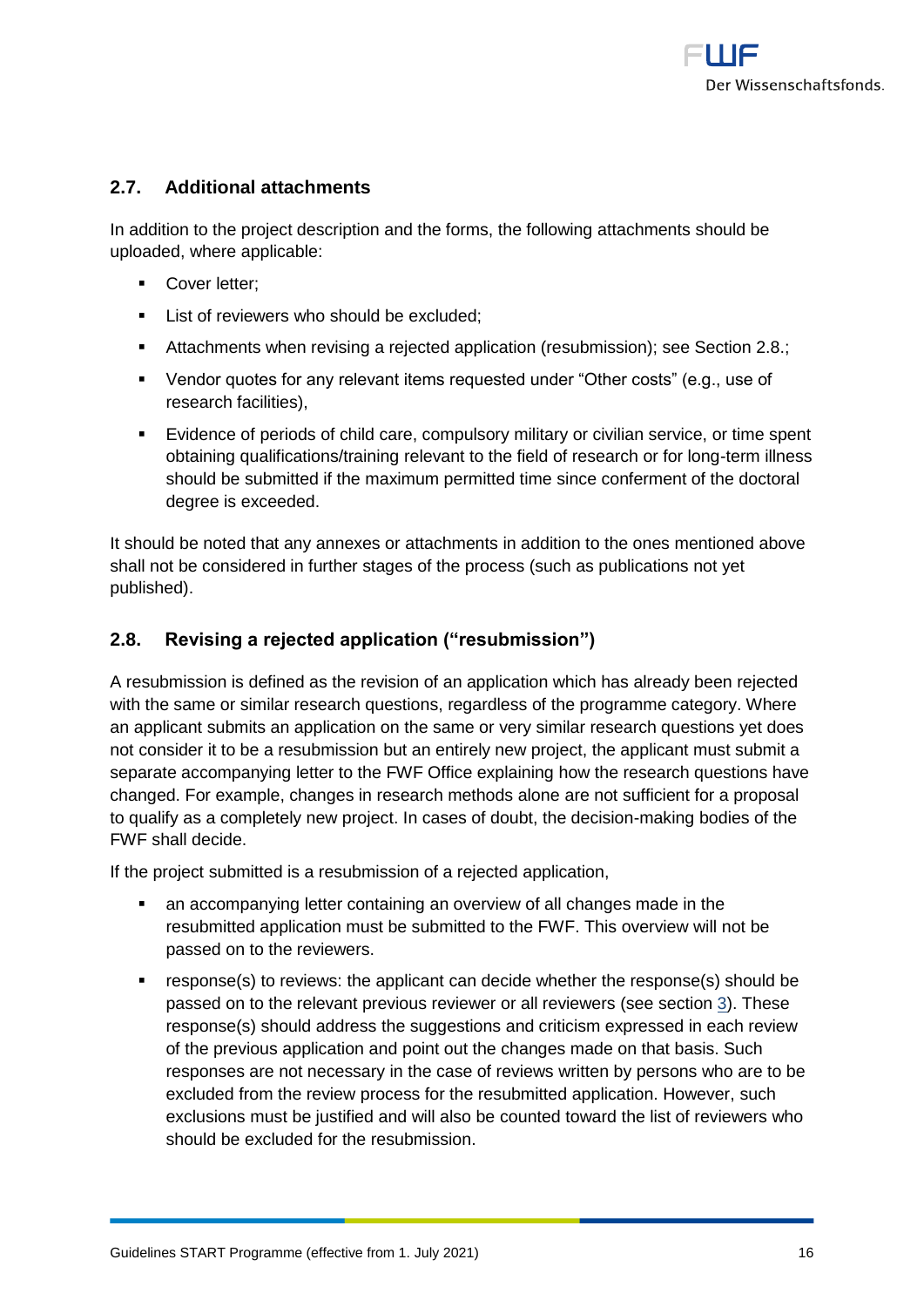### 2.7. Additional attachments

In addition to the project description and the forms, the following attachments should be uploaded, where applicable:

- Cover letter;
- List of reviewers who should be excluded;
- Attachments when revising a rejected application (resubmission); see Section 2.8.;
- Vendor quotes for any relevant items requested under "Other costs" (e.g., use of research facilities),
- Evidence of periods of child care, compulsory military or civilian service, or time spent obtaining qualifications/training relevant to the field of research or for long-term illness should be submitted if the maximum permitted time since conferment of the doctoral degree is exceeded.

It should be noted that any annexes or attachments in addition to the ones mentioned above shall not be considered in further stages of the process (such as publications not yet published).

### 2.8. Revising a rejected application ("resubmission")

A resubmission is defined as the revision of an application which has already been rejected with the same or similar research questions, regardless of the programme category. Where an applicant submits an application on the same or very similar research questions yet does not consider it to be a resubmission but an entirely new project, the applicant must submit a separate accompanying letter to the FWF Office explaining how the research questions have changed. For example, changes in research methods alone are not sufficient for a proposal to qualify as a completely new project. In cases of doubt, the decision-making bodies of the FWF shall decide.

If the project submitted is a resubmission of a rejected application,

- an accompanying letter containing an overview of all changes made in the resubmitted application must be submitted to the FWF. This overview will not be passed on to the reviewers.
- response(s) to reviews: the applicant can decide whether the response(s) should be passed on to the relevant previous reviewer or all reviewers (see section 3). These response(s) should address the suggestions and criticism expressed in each review of the previous application and point out the changes made on that basis. Such responses are not necessary in the case of reviews written by persons who are to be excluded from the review process for the resubmitted application. However, such exclusions must be justified and will also be counted toward the list of reviewers who should be excluded for the resubmission.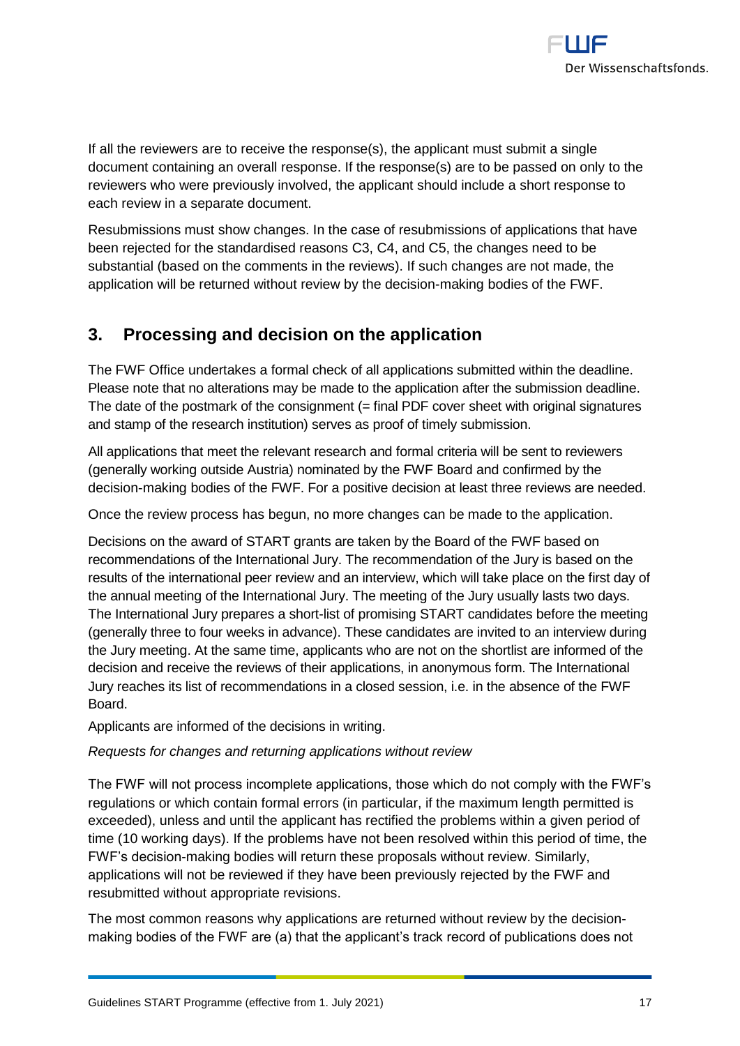If all the reviewers are to receive the response(s), the applicant must submit a single document containing an overall response. If the response(s) are to be passed on only to the reviewers who were previously involved, the applicant should include a short response to each review in a separate document.

Resubmissions must show changes. In the case of resubmissions of applications that have been rejected for the standardised reasons C3, C4, and C5, the changes need to be substantial (based on the comments in the reviews). If such changes are not made, the application will be returned without review by the decision-making bodies of the FWF.

## 3. Processing and decision on the application

The FWF Office undertakes a formal check of all applications submitted within the deadline. Please note that no alterations may be made to the application after the submission deadline. The date of the postmark of the consignment (= final PDF cover sheet with original signatures and stamp of the research institution) serves as proof of timely submission.

All applications that meet the relevant research and formal criteria will be sent to reviewers (generally working outside Austria) nominated by the FWF Board and confirmed by the decision-making bodies of the FWF. For a positive decision at least three reviews are needed.

Once the review process has begun, no more changes can be made to the application.

Decisions on the award of START grants are taken by the Board of the FWF based on recommendations of the International Jury. The recommendation of the Jury is based on the results of the international peer review and an interview, which will take place on the first day of the annual meeting of the International Jury. The meeting of the Jury usually lasts two days. The International Jury prepares a short-list of promising START candidates before the meeting (generally three to four weeks in advance). These candidates are invited to an interview during the Jury meeting. At the same time, applicants who are not on the shortlist are informed of the decision and receive the reviews of their applications, in anonymous form. The International Jury reaches its list of recommendations in a closed session, i.e. in the absence of the FWF Board.

Applicants are informed of the decisions in writing.

*Requests for changes and returning applications without review*

The FWF will not process incomplete applications, those which do not comply with the FWF's regulations or which contain formal errors (in particular, if the maximum length permitted is exceeded), unless and until the applicant has rectified the problems within a given period of time (10 working days). If the problems have not been resolved within this period of time, the FWF's decision-making bodies will return these proposals without review. Similarly, applications will not be reviewed if they have been previously rejected by the FWF and resubmitted without appropriate revisions.

The most common reasons why applications are returned without review by the decision-making bodies of the FWF are (a) that the applicant's track record of publications does not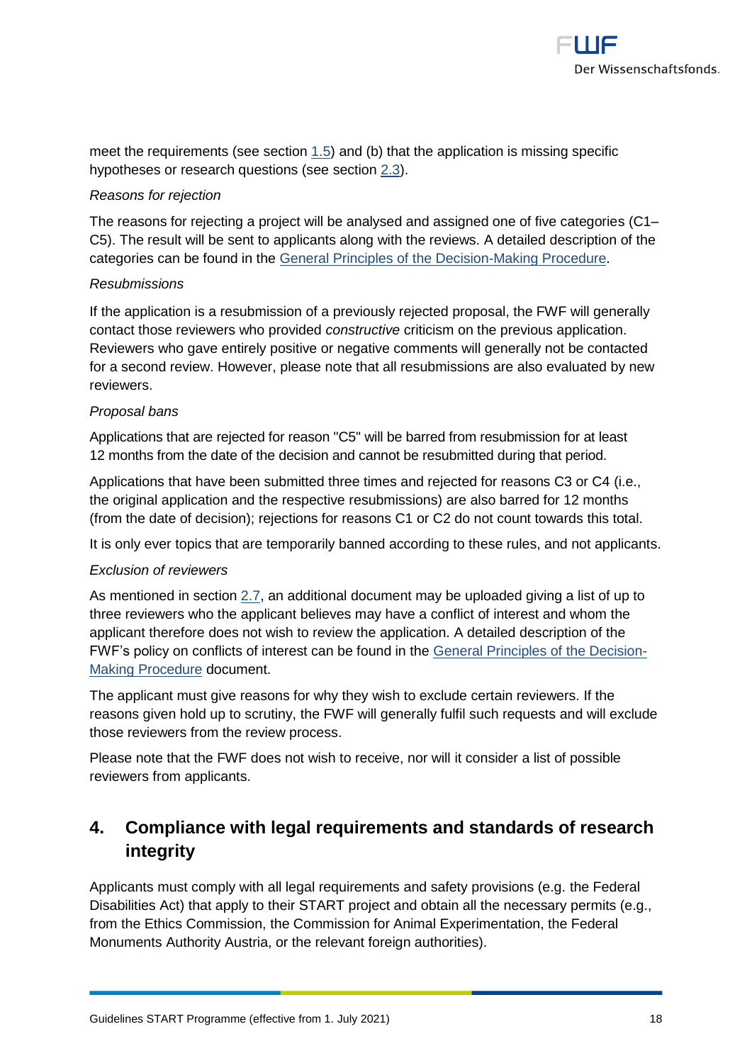meet the requirements (see section [1.5](#)) and (b) that the application is missing specific hypotheses or research questions (see section [2.3](#)).

*Reasons for rejection*

The reasons for rejecting a project will be analysed and assigned one of five categories (C1–C5). The result will be sent to applicants along with the reviews. A detailed description of the categories can be found in the [General Principles of the Decision-Making Procedure](#).

*Resubmissions*

If the application is a resubmission of a previously rejected proposal, the FWF will generally contact those reviewers who provided *constructive* criticism on the previous application. Reviewers who gave entirely positive or negative comments will generally not be contacted for a second review. However, please note that all resubmissions are also evaluated by new reviewers.

*Proposal bans*

Applications that are rejected for reason "C5" will be barred from resubmission for at least 12 months from the date of the decision and cannot be resubmitted during that period.

Applications that have been submitted three times and rejected for reasons C3 or C4 (i.e., the original application and the respective resubmissions) are also barred for 12 months (from the date of decision); rejections for reasons C1 or C2 do not count towards this total.

It is only ever topics that are temporarily banned according to these rules, and not applicants.

*Exclusion of reviewers*

As mentioned in section [2.7](#), an additional document may be uploaded giving a list of up to three reviewers who the applicant believes may have a conflict of interest and whom the applicant therefore does not wish to review the application. A detailed description of the FWF's policy on conflicts of interest can be found in the [General Principles of the Decision-Making Procedure](#) document.

The applicant must give reasons for why they wish to exclude certain reviewers. If the reasons given hold up to scrutiny, the FWF will generally fulfil such requests and will exclude those reviewers from the review process.

Please note that the FWF does not wish to receive, nor will it consider a list of possible reviewers from applicants.

## 4. Compliance with legal requirements and standards of research integrity

Applicants must comply with all legal requirements and safety provisions (e.g. the Federal Disabilities Act) that apply to their START project and obtain all the necessary permits (e.g., from the Ethics Commission, the Commission for Animal Experimentation, the Federal Monuments Authority Austria, or the relevant foreign authorities).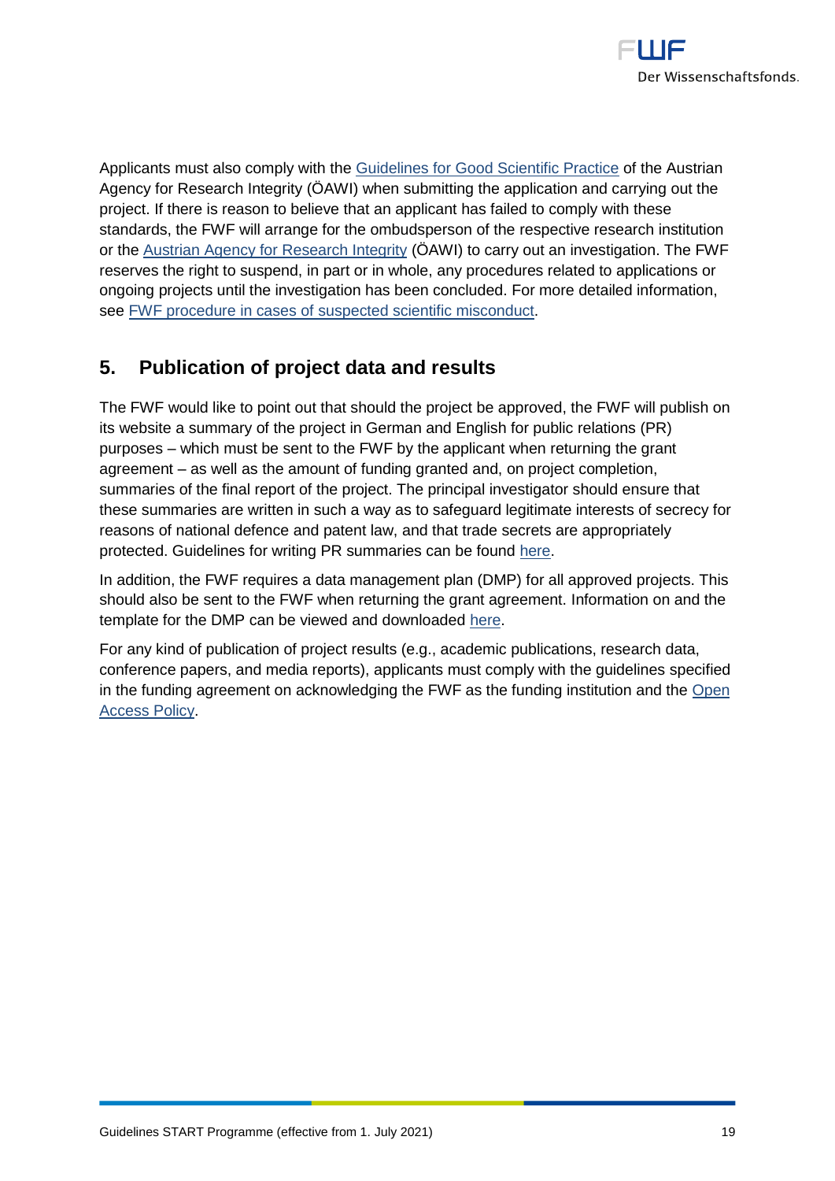Applicants must also comply with the [Guidelines for Good Scientific Practice](#) of the Austrian Agency for Research Integrity (ÖAWI) when submitting the application and carrying out the project. If there is reason to believe that an applicant has failed to comply with these standards, the FWF will arrange for the ombudsperson of the respective research institution or the [Austrian Agency for Research Integrity](#) (ÖAWI) to carry out an investigation. The FWF reserves the right to suspend, in part or in whole, any procedures related to applications or ongoing projects until the investigation has been concluded. For more detailed information, see [FWF procedure in cases of suspected scientific misconduct](#).

## 5. Publication of project data and results

The FWF would like to point out that should the project be approved, the FWF will publish on its website a summary of the project in German and English for public relations (PR) purposes – which must be sent to the FWF by the applicant when returning the grant agreement – as well as the amount of funding granted and, on project completion, summaries of the final report of the project. The principal investigator should ensure that these summaries are written in such a way as to safeguard legitimate interests of secrecy for reasons of national defence and patent law, and that trade secrets are appropriately protected. Guidelines for writing PR summaries can be found [here](#).

In addition, the FWF requires a data management plan (DMP) for all approved projects. This should also be sent to the FWF when returning the grant agreement. Information on and the template for the DMP can be viewed and downloaded [here](#).

For any kind of publication of project results (e.g., academic publications, research data, conference papers, and media reports), applicants must comply with the guidelines specified in the funding agreement on acknowledging the FWF as the funding institution and the [Open Access Policy](#).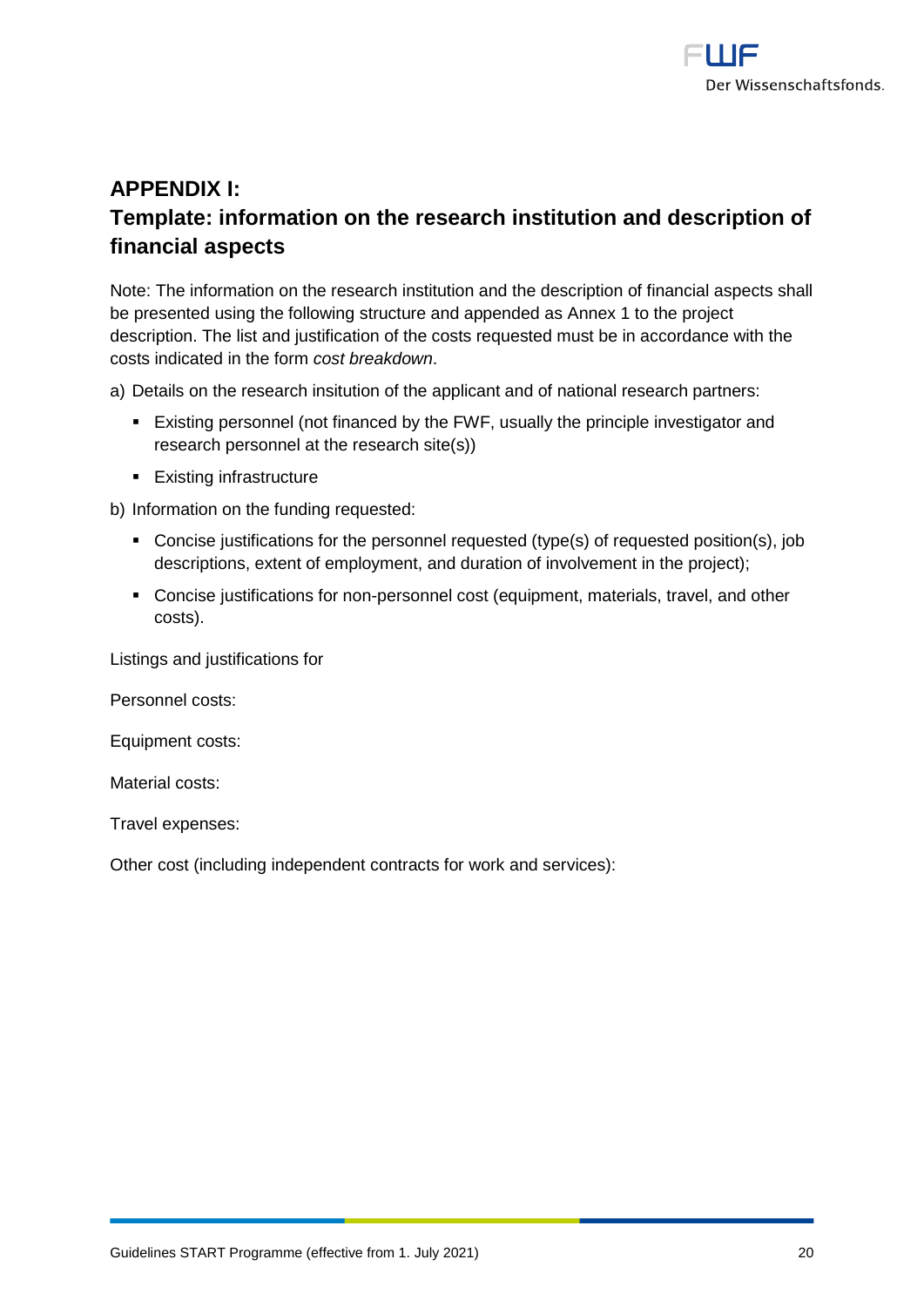## APPENDIX I:
## Template: information on the research institution and description of financial aspects

Note: The information on the research institution and the description of financial aspects shall be presented using the following structure and appended as Annex 1 to the project description. The list and justification of the costs requested must be in accordance with the costs indicated in the form *cost breakdown*.

a) Details on the research insitution of the applicant and of national research partners:

- Existing personnel (not financed by the FWF, usually the principle investigator and research personnel at the research site(s))
- Existing infrastructure

b) Information on the funding requested:

- Concise justifications for the personnel requested (type(s) of requested position(s), job descriptions, extent of employment, and duration of involvement in the project);
- Concise justifications for non-personnel cost (equipment, materials, travel, and other costs).

Listings and justifications for

Personnel costs:

Equipment costs:

Material costs:

Travel expenses:

Other cost (including independent contracts for work and services):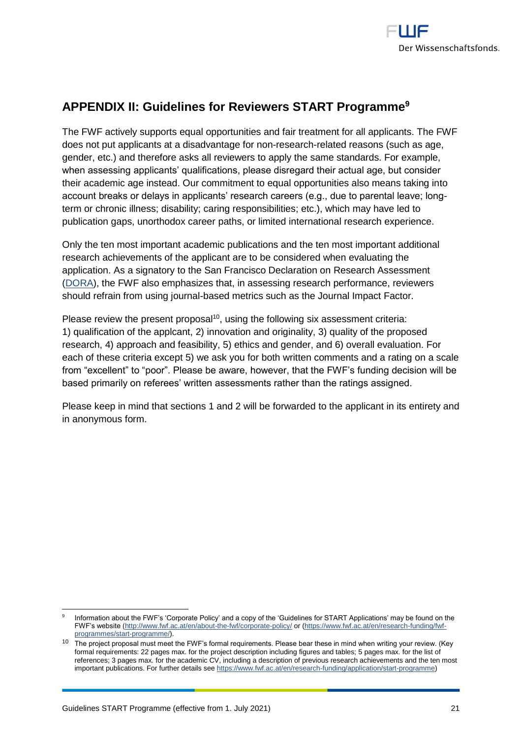## APPENDIX II: Guidelines for Reviewers START Programme[9]

The FWF actively supports equal opportunities and fair treatment for all applicants. The FWF does not put applicants at a disadvantage for non-research-related reasons (such as age, gender, etc.) and therefore asks all reviewers to apply the same standards. For example, when assessing applicants' qualifications, please disregard their actual age, but consider their academic age instead. Our commitment to equal opportunities also means taking into account breaks or delays in applicants' research careers (e.g., due to parental leave; long-term or chronic illness; disability; caring responsibilities; etc.), which may have led to publication gaps, unorthodox career paths, or limited international research experience.

Only the ten most important academic publications and the ten most important additional research achievements of the applicant are to be considered when evaluating the application. As a signatory to the San Francisco Declaration on Research Assessment (DORA), the FWF also emphasizes that, in assessing research performance, reviewers should refrain from using journal-based metrics such as the Journal Impact Factor.

Please review the present proposal[10], using the following six assessment criteria: 1) qualification of the applcant, 2) innovation and originality, 3) quality of the proposed research, 4) approach and feasibility, 5) ethics and gender, and 6) overall evaluation. For each of these criteria except 5) we ask you for both written comments and a rating on a scale from "excellent" to "poor". Please be aware, however, that the FWF's funding decision will be based primarily on referees' written assessments rather than the ratings assigned.

Please keep in mind that sections 1 and 2 will be forwarded to the applicant in its entirety and in anonymous form.

---

[9] Information about the FWF's 'Corporate Policy' and a copy of the 'Guidelines for START Applications' may be found on the FWF's website (http://www.fwf.ac.at/en/about-the-fwf/corporate-policy/ or (https://www.fwf.ac.at/en/research-funding/fwf-programmes/start-programme/).

[10] The project proposal must meet the FWF's formal requirements. Please bear these in mind when writing your review. (Key formal requirements: 22 pages max. for the project description including figures and tables; 5 pages max. for the list of references; 3 pages max. for the academic CV, including a description of previous research achievements and the ten most important publications. For further details see https://www.fwf.ac.at/en/research-funding/application/start-programme)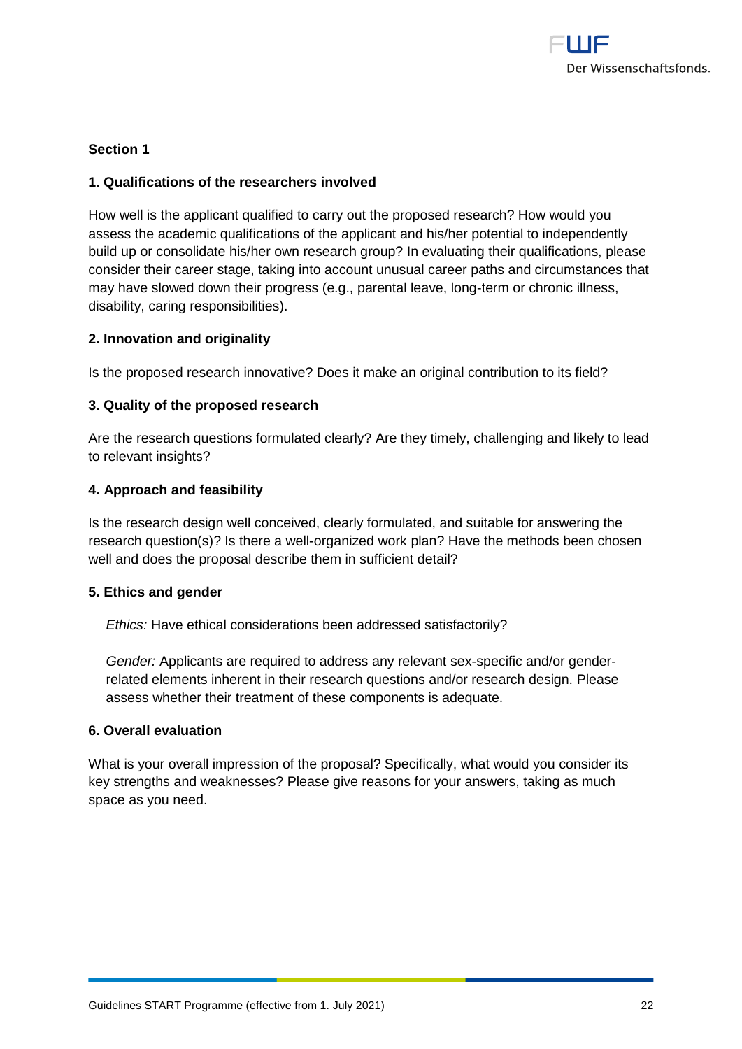**Section 1**

**1. Qualifications of the researchers involved**

How well is the applicant qualified to carry out the proposed research? How would you assess the academic qualifications of the applicant and his/her potential to independently build up or consolidate his/her own research group? In evaluating their qualifications, please consider their career stage, taking into account unusual career paths and circumstances that may have slowed down their progress (e.g., parental leave, long-term or chronic illness, disability, caring responsibilities).

**2. Innovation and originality**

Is the proposed research innovative? Does it make an original contribution to its field?

**3. Quality of the proposed research**

Are the research questions formulated clearly? Are they timely, challenging and likely to lead to relevant insights?

**4. Approach and feasibility**

Is the research design well conceived, clearly formulated, and suitable for answering the research question(s)? Is there a well-organized work plan? Have the methods been chosen well and does the proposal describe them in sufficient detail?

**5. Ethics and gender**

*Ethics:* Have ethical considerations been addressed satisfactorily?

*Gender:* Applicants are required to address any relevant sex-specific and/or gender-related elements inherent in their research questions and/or research design. Please assess whether their treatment of these components is adequate.

**6. Overall evaluation**

What is your overall impression of the proposal? Specifically, what would you consider its key strengths and weaknesses? Please give reasons for your answers, taking as much space as you need.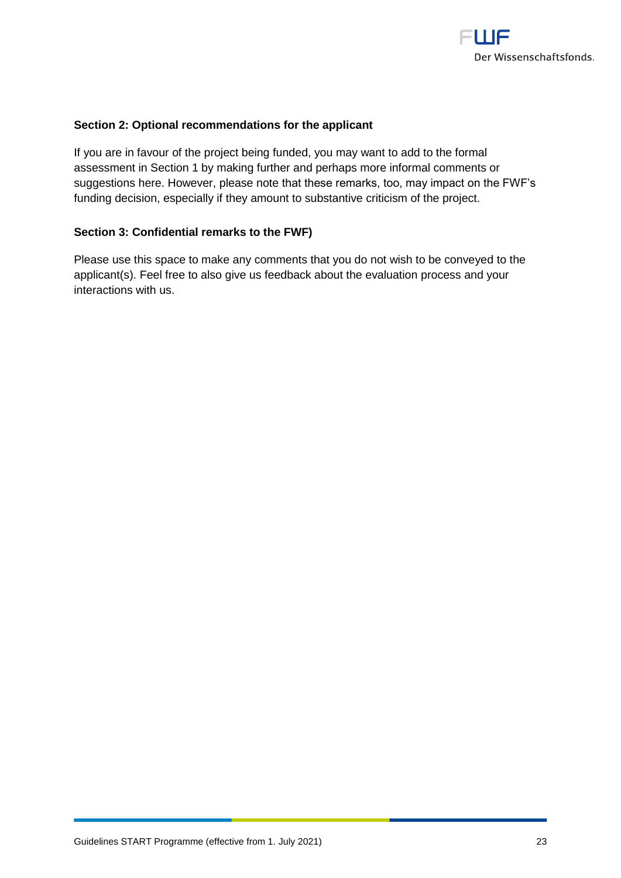**Section 2: Optional recommendations for the applicant**

If you are in favour of the project being funded, you may want to add to the formal assessment in Section 1 by making further and perhaps more informal comments or suggestions here. However, please note that these remarks, too, may impact on the FWF's funding decision, especially if they amount to substantive criticism of the project.

**Section 3: Confidential remarks to the FWF)**

Please use this space to make any comments that you do not wish to be conveyed to the applicant(s). Feel free to also give us feedback about the evaluation process and your interactions with us.